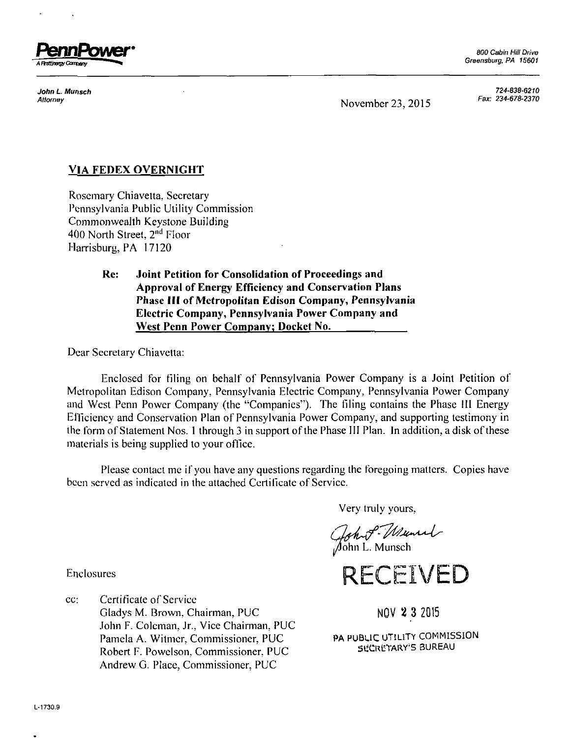**PennPower**
A FirstEnergy Company

800 Cabin Hill Drive
Greensburg, PA 15601

*John L. Munsch*
*Attorney*

*724-838-6210*
*Fax: 234-678-2370*

November 23, 2015

**VIA FEDEX OVERNIGHT**

Rosemary Chiavetta, Secretary
Pennsylvania Public Utility Commission
Commonwealth Keystone Building
400 North Street, 2nd Floor
Harrisburg, PA 17120

> **Re: Joint Petition for Consolidation of Proceedings and Approval of Energy Efficiency and Conservation Plans Phase III of Metropolitan Edison Company, Pennsylvania Electric Company, Pennsylvania Power Company and West Penn Power Company; Docket No. \_\_\_\_\_\_\_\_\_\_**

Dear Secretary Chiavetta:

Enclosed for filing on behalf of Pennsylvania Power Company is a Joint Petition of Metropolitan Edison Company, Pennsylvania Electric Company, Pennsylvania Power Company and West Penn Power Company (the "Companies"). The filing contains the Phase III Energy Efficiency and Conservation Plan of Pennsylvania Power Company, and supporting testimony in the form of Statement Nos. 1 through 3 in support of the Phase III Plan. In addition, a disk of these materials is being supplied to your office.

Please contact me if you have any questions regarding the foregoing matters. Copies have been served as indicated in the attached Certificate of Service.

Very truly yours,

John L. Munsch

Enclosures

RECEIVED

NOV 23 2015

PA PUBLIC UTILITY COMMISSION
SECRETARY'S BUREAU

cc: Certificate of Service
Gladys M. Brown, Chairman, PUC
John F. Coleman, Jr., Vice Chairman, PUC
Pamela A. Witmer, Commissioner, PUC
Robert F. Powelson, Commissioner, PUC
Andrew G. Place, Commissioner, PUC

L-1730.9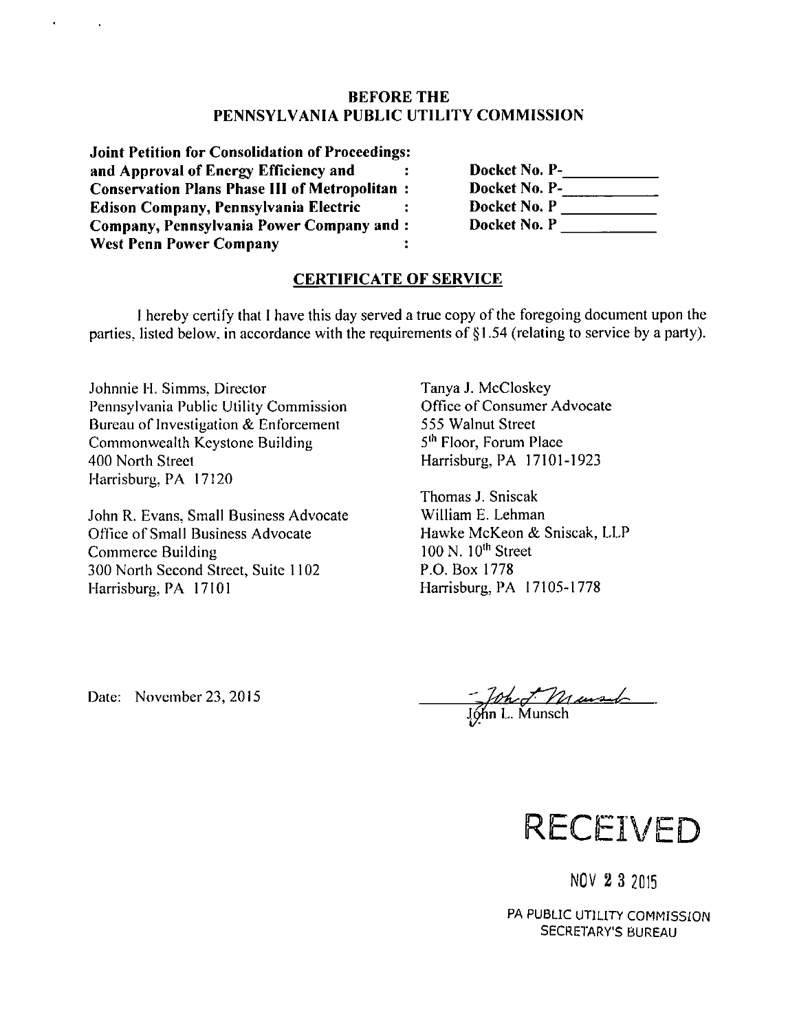## BEFORE THE PENNSYLVANIA PUBLIC UTILITY COMMISSION

| | | |
|---|---|---|
| **Joint Petition for Consolidation of Proceedings: and Approval of Energy Efficiency and Conservation Plans Phase III of Metropolitan Edison Company, Pennsylvania Electric Company, Pennsylvania Power Company and West Penn Power Company** | : | **Docket No. P-\_\_\_\_\_\_\_\_\_\_<br>Docket No. P-\_\_\_\_\_\_\_\_\_\_<br>Docket No. P \_\_\_\_\_\_\_\_\_\_<br>Docket No. P \_\_\_\_\_\_\_\_\_\_** |

### CERTIFICATE OF SERVICE

I hereby certify that I have this day served a true copy of the foregoing document upon the parties, listed below, in accordance with the requirements of §1.54 (relating to service by a party).

Johnnie H. Simms, Director
Pennsylvania Public Utility Commission
Bureau of Investigation & Enforcement
Commonwealth Keystone Building
400 North Street
Harrisburg, PA 17120

John R. Evans, Small Business Advocate
Office of Small Business Advocate
Commerce Building
300 North Second Street, Suite 1102
Harrisburg, PA 17101

Tanya J. McCloskey
Office of Consumer Advocate
555 Walnut Street
5th Floor, Forum Place
Harrisburg, PA 17101-1923

Thomas J. Sniscak
William E. Lehman
Hawke McKeon & Sniscak, LLP
100 N. 10th Street
P.O. Box 1778
Harrisburg, PA 17105-1778

Date: November 23, 2015

John L. Munsch

RECEIVED

NOV 23 2015

PA PUBLIC UTILITY COMMISSION
SECRETARY'S BUREAU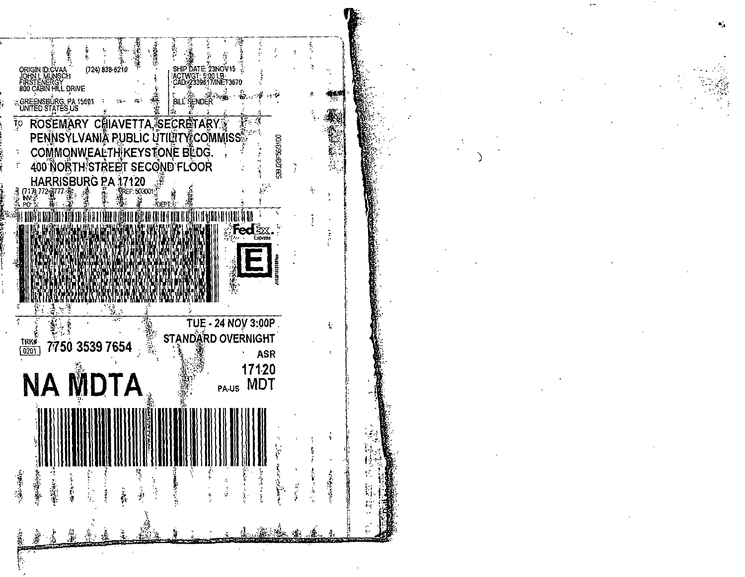ORIGIN ID:CVAA (724) 838-6210
JOHN L MUNSCH
FIRSTENERGY
800 CABIN HILL DRIVE

GREENSBURG, PA 15601
UNITED STATES US

SHIP DATE: 23NOV15
ACTWGT: 5.00 LB
CAD: 2339617/INET3670

BILL SENDER

TO ROSEMARY CHIAVETTA, SECRETARY
PENNSYLVANIA PUBLIC UTILITY COMMISS
COMMONWEALTH KEYSTONE BLDG.
400 NORTH STREET SECOND FLOOR
HARRISBURG PA 17120
(717) 772-7777 REF: 503001
INV:
PO: DEPT:

539J2/8F56/31D0

FedEx Express

E

TUE - 24 NOV 3:00P
STANDARD OVERNIGHT

TRK# 0201 7750 3539 7654

ASR

17120

NA MDTA

PA-US MDT